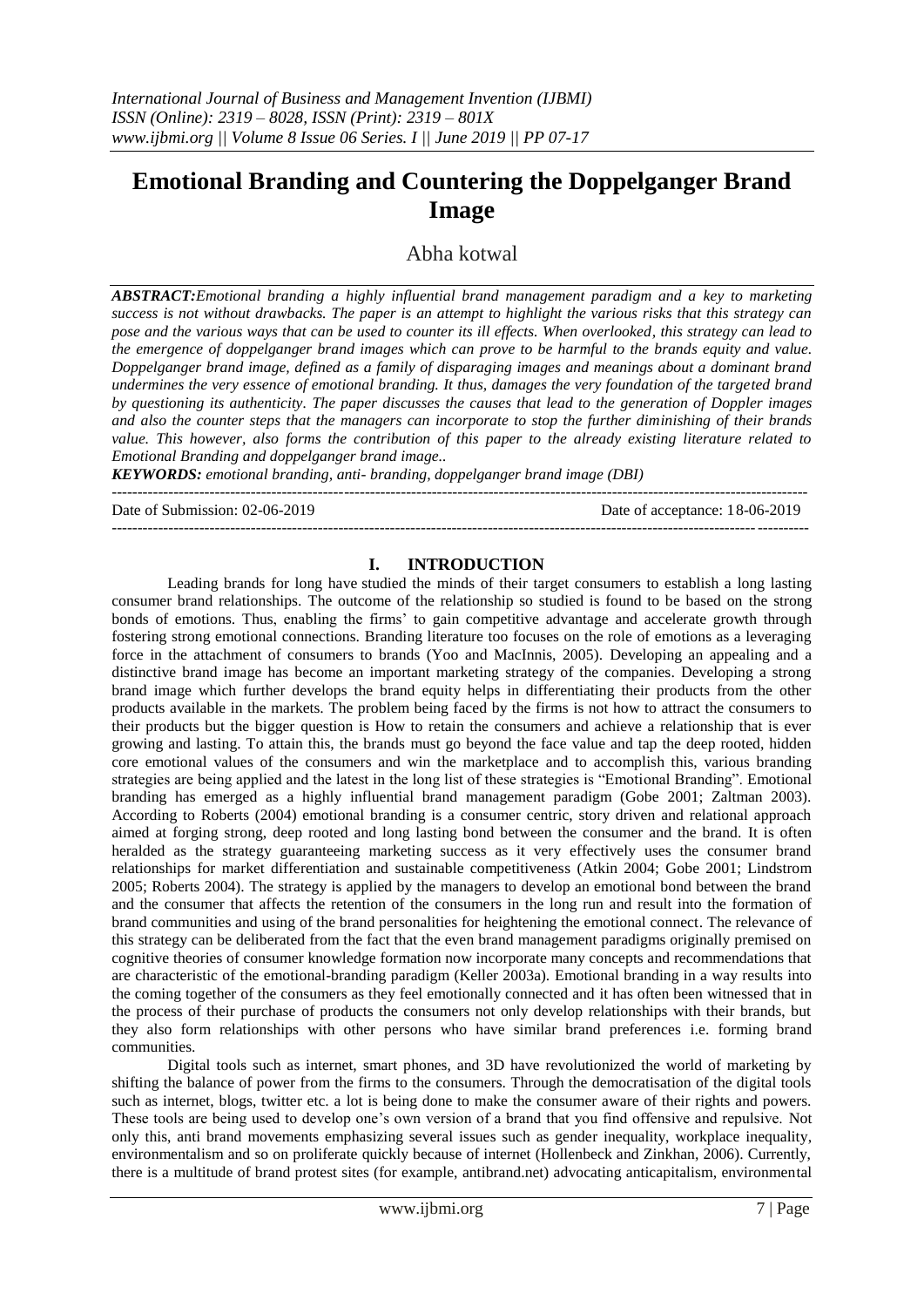# Emotional Branding and Countering the Doppelganger Brand Image

Abha kotwal

***ABSTRACT:****Emotional branding a highly influential brand management paradigm and a key to marketing success is not without drawbacks. The paper is an attempt to highlight the various risks that this strategy can pose and the various ways that can be used to counter its ill effects. When overlooked, this strategy can lead to the emergence of doppelganger brand images which can prove to be harmful to the brands equity and value. Doppelganger brand image, defined as a family of disparaging images and meanings about a dominant brand undermines the very essence of emotional branding. It thus, damages the very foundation of the targeted brand by questioning its authenticity. The paper discusses the causes that lead to the generation of Doppler images and also the counter steps that the managers can incorporate to stop the further diminishing of their brands value. This however, also forms the contribution of this paper to the already existing literature related to Emotional Branding and doppelganger brand image..*

***KEYWORDS:*** *emotional branding, anti- branding, doppelganger brand image (DBI)*

---

Date of Submission: 02-06-2019 Date of acceptance: 18-06-2019

---

## I. INTRODUCTION

Leading brands for long have studied the minds of their target consumers to establish a long lasting consumer brand relationships. The outcome of the relationship so studied is found to be based on the strong bonds of emotions. Thus, enabling the firms' to gain competitive advantage and accelerate growth through fostering strong emotional connections. Branding literature too focuses on the role of emotions as a leveraging force in the attachment of consumers to brands (Yoo and MacInnis, 2005). Developing an appealing and a distinctive brand image has become an important marketing strategy of the companies. Developing a strong brand image which further develops the brand equity helps in differentiating their products from the other products available in the markets. The problem being faced by the firms is not how to attract the consumers to their products but the bigger question is How to retain the consumers and achieve a relationship that is ever growing and lasting. To attain this, the brands must go beyond the face value and tap the deep rooted, hidden core emotional values of the consumers and win the marketplace and to accomplish this, various branding strategies are being applied and the latest in the long list of these strategies is "Emotional Branding". Emotional branding has emerged as a highly influential brand management paradigm (Gobe 2001; Zaltman 2003). According to Roberts (2004) emotional branding is a consumer centric, story driven and relational approach aimed at forging strong, deep rooted and long lasting bond between the consumer and the brand. It is often heralded as the strategy guaranteeing marketing success as it very effectively uses the consumer brand relationships for market differentiation and sustainable competitiveness (Atkin 2004; Gobe 2001; Lindstrom 2005; Roberts 2004). The strategy is applied by the managers to develop an emotional bond between the brand and the consumer that affects the retention of the consumers in the long run and result into the formation of brand communities and using of the brand personalities for heightening the emotional connect. The relevance of this strategy can be deliberated from the fact that the even brand management paradigms originally premised on cognitive theories of consumer knowledge formation now incorporate many concepts and recommendations that are characteristic of the emotional-branding paradigm (Keller 2003a). Emotional branding in a way results into the coming together of the consumers as they feel emotionally connected and it has often been witnessed that in the process of their purchase of products the consumers not only develop relationships with their brands, but they also form relationships with other persons who have similar brand preferences i.e. forming brand communities.

Digital tools such as internet, smart phones, and 3D have revolutionized the world of marketing by shifting the balance of power from the firms to the consumers. Through the democratisation of the digital tools such as internet, blogs, twitter etc. a lot is being done to make the consumer aware of their rights and powers. These tools are being used to develop one's own version of a brand that you find offensive and repulsive. Not only this, anti brand movements emphasizing several issues such as gender inequality, workplace inequality, environmentalism and so on proliferate quickly because of internet (Hollenbeck and Zinkhan, 2006). Currently, there is a multitude of brand protest sites (for example, antibrand.net) advocating anticapitalism, environmental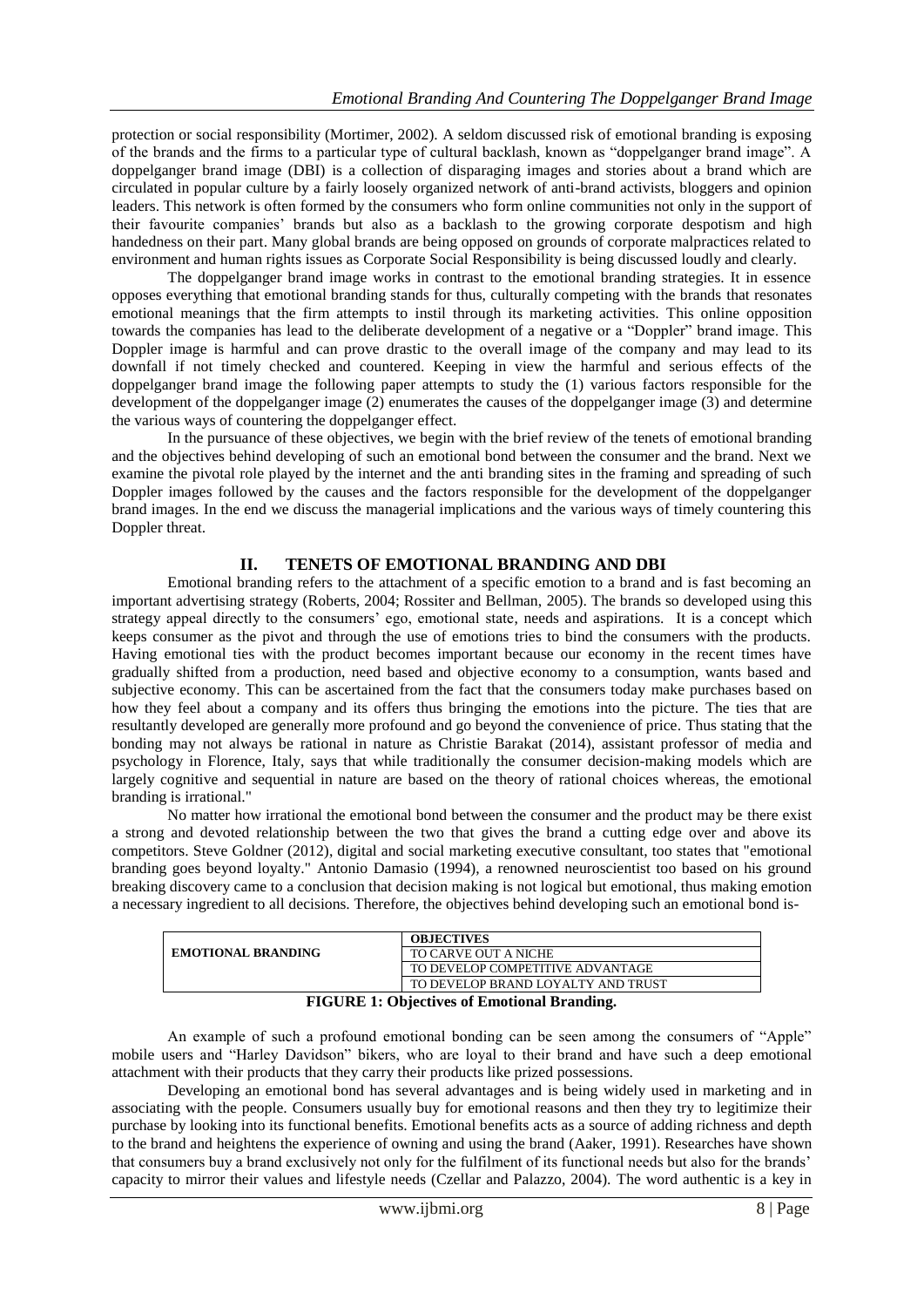protection or social responsibility (Mortimer, 2002). A seldom discussed risk of emotional branding is exposing of the brands and the firms to a particular type of cultural backlash, known as "doppelganger brand image". A doppelganger brand image (DBI) is a collection of disparaging images and stories about a brand which are circulated in popular culture by a fairly loosely organized network of anti-brand activists, bloggers and opinion leaders. This network is often formed by the consumers who form online communities not only in the support of their favourite companies' brands but also as a backlash to the growing corporate despotism and high handedness on their part. Many global brands are being opposed on grounds of corporate malpractices related to environment and human rights issues as Corporate Social Responsibility is being discussed loudly and clearly.

The doppelganger brand image works in contrast to the emotional branding strategies. It in essence opposes everything that emotional branding stands for thus, culturally competing with the brands that resonates emotional meanings that the firm attempts to instil through its marketing activities. This online opposition towards the companies has lead to the deliberate development of a negative or a "Doppler" brand image. This Doppler image is harmful and can prove drastic to the overall image of the company and may lead to its downfall if not timely checked and countered. Keeping in view the harmful and serious effects of the doppelganger brand image the following paper attempts to study the (1) various factors responsible for the development of the doppelganger image (2) enumerates the causes of the doppelganger image (3) and determine the various ways of countering the doppelganger effect.

In the pursuance of these objectives, we begin with the brief review of the tenets of emotional branding and the objectives behind developing of such an emotional bond between the consumer and the brand. Next we examine the pivotal role played by the internet and the anti branding sites in the framing and spreading of such Doppler images followed by the causes and the factors responsible for the development of the doppelganger brand images. In the end we discuss the managerial implications and the various ways of timely countering this Doppler threat.

## II. TENETS OF EMOTIONAL BRANDING AND DBI

Emotional branding refers to the attachment of a specific emotion to a brand and is fast becoming an important advertising strategy (Roberts, 2004; Rossiter and Bellman, 2005). The brands so developed using this strategy appeal directly to the consumers' ego, emotional state, needs and aspirations. It is a concept which keeps consumer as the pivot and through the use of emotions tries to bind the consumers with the products. Having emotional ties with the product becomes important because our economy in the recent times have gradually shifted from a production, need based and objective economy to a consumption, wants based and subjective economy. This can be ascertained from the fact that the consumers today make purchases based on how they feel about a company and its offers thus bringing the emotions into the picture. The ties that are resultantly developed are generally more profound and go beyond the convenience of price. Thus stating that the bonding may not always be rational in nature as Christie Barakat (2014), assistant professor of media and psychology in Florence, Italy, says that while traditionally the consumer decision-making models which are largely cognitive and sequential in nature are based on the theory of rational choices whereas, the emotional branding is irrational."

No matter how irrational the emotional bond between the consumer and the product may be there exist a strong and devoted relationship between the two that gives the brand a cutting edge over and above its competitors. Steve Goldner (2012), digital and social marketing executive consultant, too states that "emotional branding goes beyond loyalty." Antonio Damasio (1994), a renowned neuroscientist too based on his ground breaking discovery came to a conclusion that decision making is not logical but emotional, thus making emotion a necessary ingredient to all decisions. Therefore, the objectives behind developing such an emotional bond is-

| | OBJECTIVES |
|---|---|
| EMOTIONAL BRANDING | TO CARVE OUT A NICHE |
| | TO DEVELOP COMPETITIVE ADVANTAGE |
| | TO DEVELOP BRAND LOYALTY AND TRUST |

**FIGURE 1: Objectives of Emotional Branding.**

An example of such a profound emotional bonding can be seen among the consumers of "Apple" mobile users and "Harley Davidson" bikers, who are loyal to their brand and have such a deep emotional attachment with their products that they carry their products like prized possessions.

Developing an emotional bond has several advantages and is being widely used in marketing and in associating with the people. Consumers usually buy for emotional reasons and then they try to legitimize their purchase by looking into its functional benefits. Emotional benefits acts as a source of adding richness and depth to the brand and heightens the experience of owning and using the brand (Aaker, 1991). Researches have shown that consumers buy a brand exclusively not only for the fulfilment of its functional needs but also for the brands' capacity to mirror their values and lifestyle needs (Czellar and Palazzo, 2004). The word authentic is a key in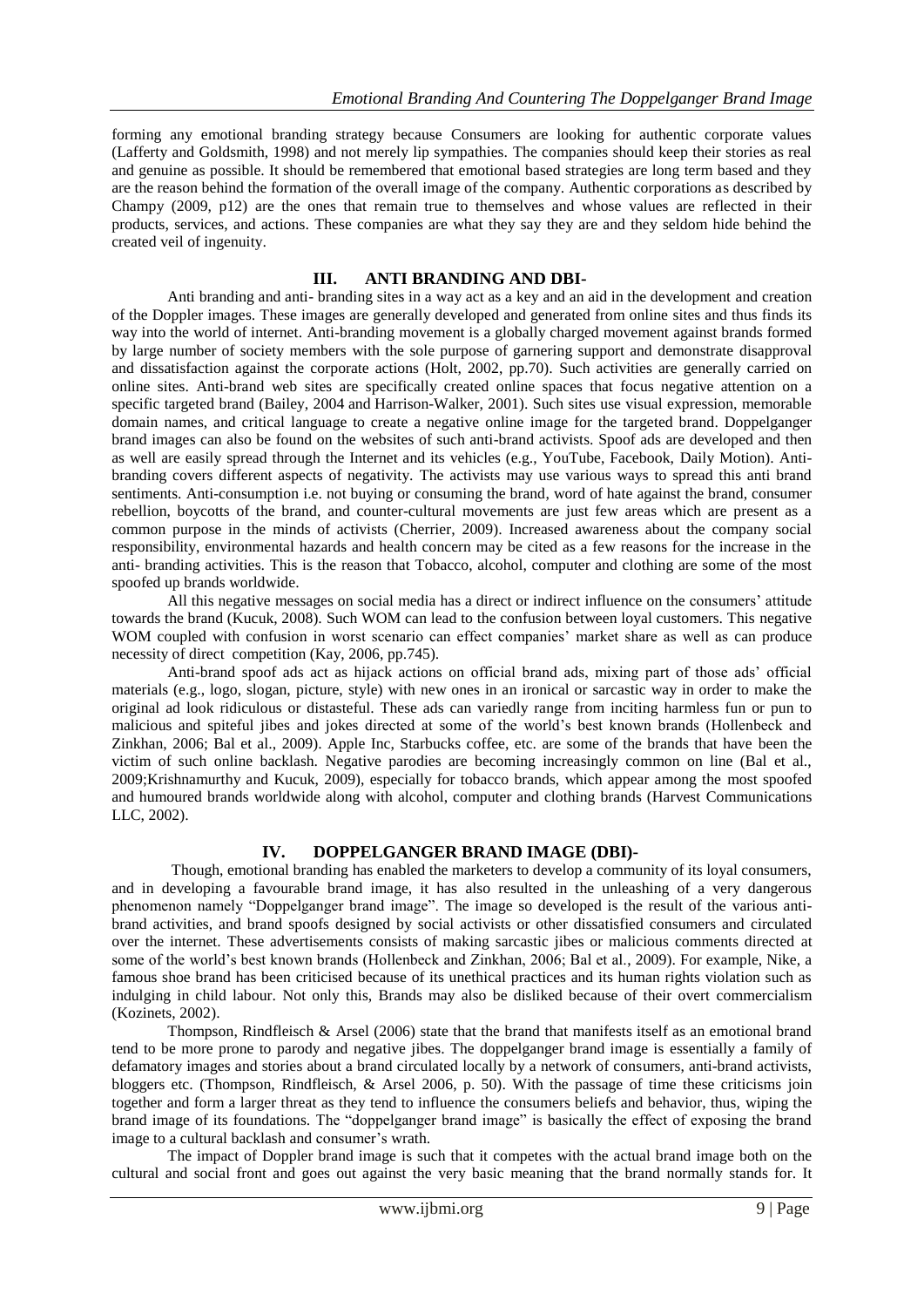forming any emotional branding strategy because Consumers are looking for authentic corporate values (Lafferty and Goldsmith, 1998) and not merely lip sympathies. The companies should keep their stories as real and genuine as possible. It should be remembered that emotional based strategies are long term based and they are the reason behind the formation of the overall image of the company. Authentic corporations as described by Champy (2009, p12) are the ones that remain true to themselves and whose values are reflected in their products, services, and actions. These companies are what they say they are and they seldom hide behind the created veil of ingenuity.

## III. ANTI BRANDING AND DBI-

Anti branding and anti- branding sites in a way act as a key and an aid in the development and creation of the Doppler images. These images are generally developed and generated from online sites and thus finds its way into the world of internet. Anti-branding movement is a globally charged movement against brands formed by large number of society members with the sole purpose of garnering support and demonstrate disapproval and dissatisfaction against the corporate actions (Holt, 2002, pp.70). Such activities are generally carried on online sites. Anti-brand web sites are specifically created online spaces that focus negative attention on a specific targeted brand (Bailey, 2004 and Harrison-Walker, 2001). Such sites use visual expression, memorable domain names, and critical language to create a negative online image for the targeted brand. Doppelganger brand images can also be found on the websites of such anti-brand activists. Spoof ads are developed and then as well are easily spread through the Internet and its vehicles (e.g., YouTube, Facebook, Daily Motion). Anti-branding covers different aspects of negativity. The activists may use various ways to spread this anti brand sentiments. Anti-consumption i.e. not buying or consuming the brand, word of hate against the brand, consumer rebellion, boycotts of the brand, and counter-cultural movements are just few areas which are present as a common purpose in the minds of activists (Cherrier, 2009). Increased awareness about the company social responsibility, environmental hazards and health concern may be cited as a few reasons for the increase in the anti- branding activities. This is the reason that Tobacco, alcohol, computer and clothing are some of the most spoofed up brands worldwide.

All this negative messages on social media has a direct or indirect influence on the consumers' attitude towards the brand (Kucuk, 2008). Such WOM can lead to the confusion between loyal customers. This negative WOM coupled with confusion in worst scenario can effect companies' market share as well as can produce necessity of direct competition (Kay, 2006, pp.745).

Anti-brand spoof ads act as hijack actions on official brand ads, mixing part of those ads' official materials (e.g., logo, slogan, picture, style) with new ones in an ironical or sarcastic way in order to make the original ad look ridiculous or distasteful. These ads can variedly range from inciting harmless fun or pun to malicious and spiteful jibes and jokes directed at some of the world's best known brands (Hollenbeck and Zinkhan, 2006; Bal et al., 2009). Apple Inc, Starbucks coffee, etc. are some of the brands that have been the victim of such online backlash. Negative parodies are becoming increasingly common on line (Bal et al., 2009;Krishnamurthy and Kucuk, 2009), especially for tobacco brands, which appear among the most spoofed and humoured brands worldwide along with alcohol, computer and clothing brands (Harvest Communications LLC, 2002).

## IV. DOPPELGANGER BRAND IMAGE (DBI)-

Though, emotional branding has enabled the marketers to develop a community of its loyal consumers, and in developing a favourable brand image, it has also resulted in the unleashing of a very dangerous phenomenon namely "Doppelganger brand image". The image so developed is the result of the various anti-brand activities, and brand spoofs designed by social activists or other dissatisfied consumers and circulated over the internet. These advertisements consists of making sarcastic jibes or malicious comments directed at some of the world's best known brands (Hollenbeck and Zinkhan, 2006; Bal et al., 2009). For example, Nike, a famous shoe brand has been criticised because of its unethical practices and its human rights violation such as indulging in child labour. Not only this, Brands may also be disliked because of their overt commercialism (Kozinets, 2002).

Thompson, Rindfleisch & Arsel (2006) state that the brand that manifests itself as an emotional brand tend to be more prone to parody and negative jibes. The doppelganger brand image is essentially a family of defamatory images and stories about a brand circulated locally by a network of consumers, anti-brand activists, bloggers etc. (Thompson, Rindfleisch, & Arsel 2006, p. 50). With the passage of time these criticisms join together and form a larger threat as they tend to influence the consumers beliefs and behavior, thus, wiping the brand image of its foundations. The "doppelganger brand image" is basically the effect of exposing the brand image to a cultural backlash and consumer's wrath.

The impact of Doppler brand image is such that it competes with the actual brand image both on the cultural and social front and goes out against the very basic meaning that the brand normally stands for. It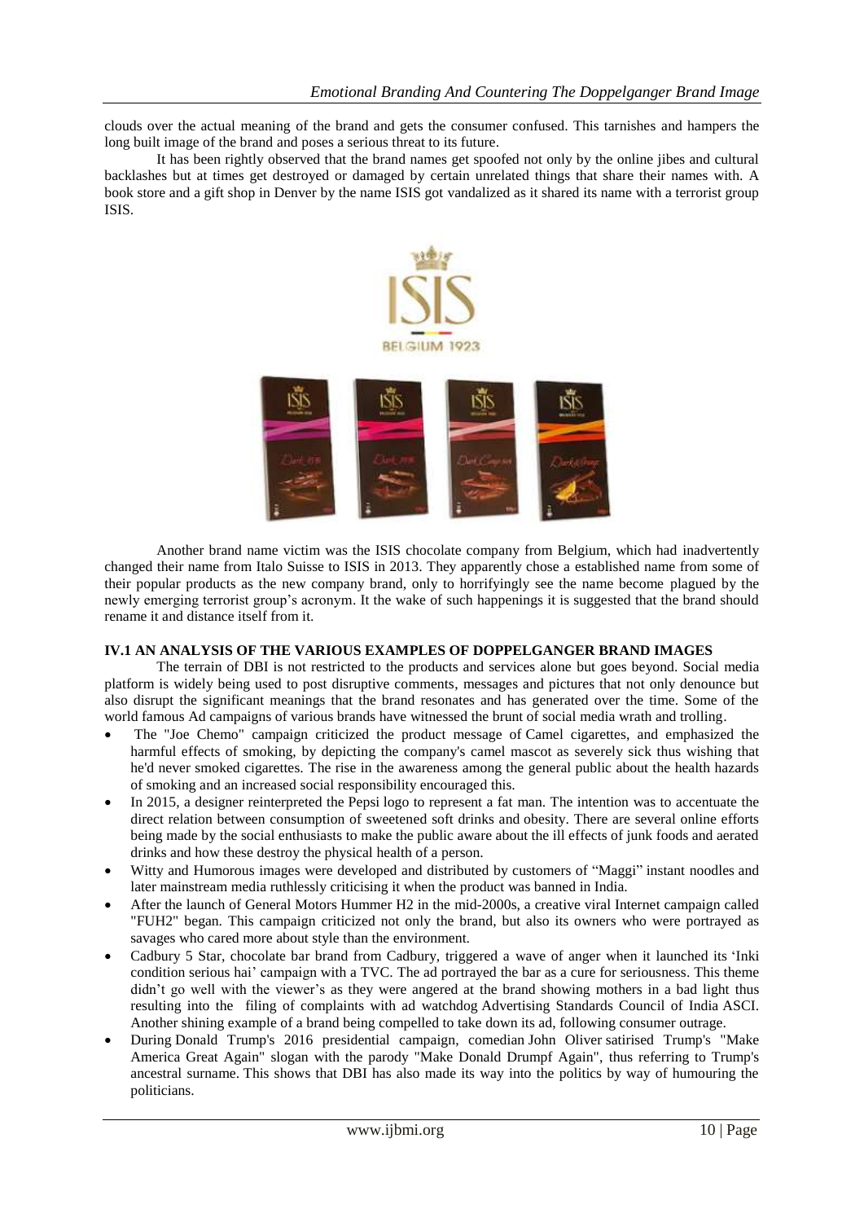clouds over the actual meaning of the brand and gets the consumer confused. This tarnishes and hampers the long built image of the brand and poses a serious threat to its future.

It has been rightly observed that the brand names get spoofed not only by the online jibes and cultural backlashes but at times get destroyed or damaged by certain unrelated things that share their names with. A book store and a gift shop in Denver by the name ISIS got vandalized as it shared its name with a terrorist group ISIS.

Another brand name victim was the ISIS chocolate company from Belgium, which had inadvertently changed their name from Italo Suisse to ISIS in 2013. They apparently chose a established name from some of their popular products as the new company brand, only to horrifyingly see the name become plagued by the newly emerging terrorist group's acronym. It the wake of such happenings it is suggested that the brand should rename it and distance itself from it.

### IV.1 AN ANALYSIS OF THE VARIOUS EXAMPLES OF DOPPELGANGER BRAND IMAGES

The terrain of DBI is not restricted to the products and services alone but goes beyond. Social media platform is widely being used to post disruptive comments, messages and pictures that not only denounce but also disrupt the significant meanings that the brand resonates and has generated over the time. Some of the world famous Ad campaigns of various brands have witnessed the brunt of social media wrath and trolling.

- The "Joe Chemo" campaign criticized the product message of Camel cigarettes, and emphasized the harmful effects of smoking, by depicting the company's camel mascot as severely sick thus wishing that he'd never smoked cigarettes. The rise in the awareness among the general public about the health hazards of smoking and an increased social responsibility encouraged this.
- In 2015, a designer reinterpreted the Pepsi logo to represent a fat man. The intention was to accentuate the direct relation between consumption of sweetened soft drinks and obesity. There are several online efforts being made by the social enthusiasts to make the public aware about the ill effects of junk foods and aerated drinks and how these destroy the physical health of a person.
- Witty and Humorous images were developed and distributed by customers of "Maggi" instant noodles and later mainstream media ruthlessly criticising it when the product was banned in India.
- After the launch of General Motors Hummer H2 in the mid-2000s, a creative viral Internet campaign called "FUH2" began. This campaign criticized not only the brand, but also its owners who were portrayed as savages who cared more about style than the environment.
- Cadbury 5 Star, chocolate bar brand from Cadbury, triggered a wave of anger when it launched its 'Inki condition serious hai' campaign with a TVC. The ad portrayed the bar as a cure for seriousness. This theme didn't go well with the viewer's as they were angered at the brand showing mothers in a bad light thus resulting into the filing of complaints with ad watchdog Advertising Standards Council of India ASCI. Another shining example of a brand being compelled to take down its ad, following consumer outrage.
- During Donald Trump's 2016 presidential campaign, comedian John Oliver satirised Trump's "Make America Great Again" slogan with the parody "Make Donald Drumpf Again", thus referring to Trump's ancestral surname. This shows that DBI has also made its way into the politics by way of humouring the politicians.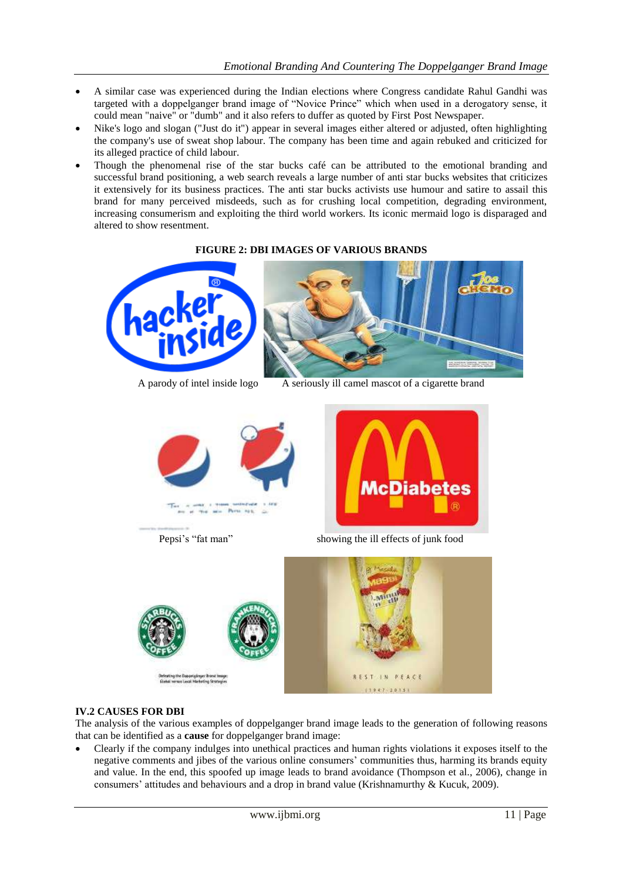- A similar case was experienced during the Indian elections where Congress candidate Rahul Gandhi was targeted with a doppelganger brand image of "Novice Prince" which when used in a derogatory sense, it could mean "naive" or "dumb" and it also refers to duffer as quoted by First Post Newspaper.
- Nike's logo and slogan ("Just do it") appear in several images either altered or adjusted, often highlighting the company's use of sweat shop labour. The company has been time and again rebuked and criticized for its alleged practice of child labour.
- Though the phenomenal rise of the star bucks café can be attributed to the emotional branding and successful brand positioning, a web search reveals a large number of anti star bucks websites that criticizes it extensively for its business practices. The anti star bucks activists use humour and satire to assail this brand for many perceived misdeeds, such as for crushing local competition, degrading environment, increasing consumerism and exploiting the third world workers. Its iconic mermaid logo is disparaged and altered to show resentment.

**FIGURE 2: DBI IMAGES OF VARIOUS BRANDS**

A parody of intel inside logo

A seriously ill camel mascot of a cigarette brand

Pepsi's "fat man"

showing the ill effects of junk food

### IV.2 CAUSES FOR DBI

The analysis of the various examples of doppelganger brand image leads to the generation of following reasons that can be identified as a **cause** for doppelganger brand image:

- Clearly if the company indulges into unethical practices and human rights violations it exposes itself to the negative comments and jibes of the various online consumers' communities thus, harming its brands equity and value. In the end, this spoofed up image leads to brand avoidance (Thompson et al., 2006), change in consumers' attitudes and behaviours and a drop in brand value (Krishnamurthy & Kucuk, 2009).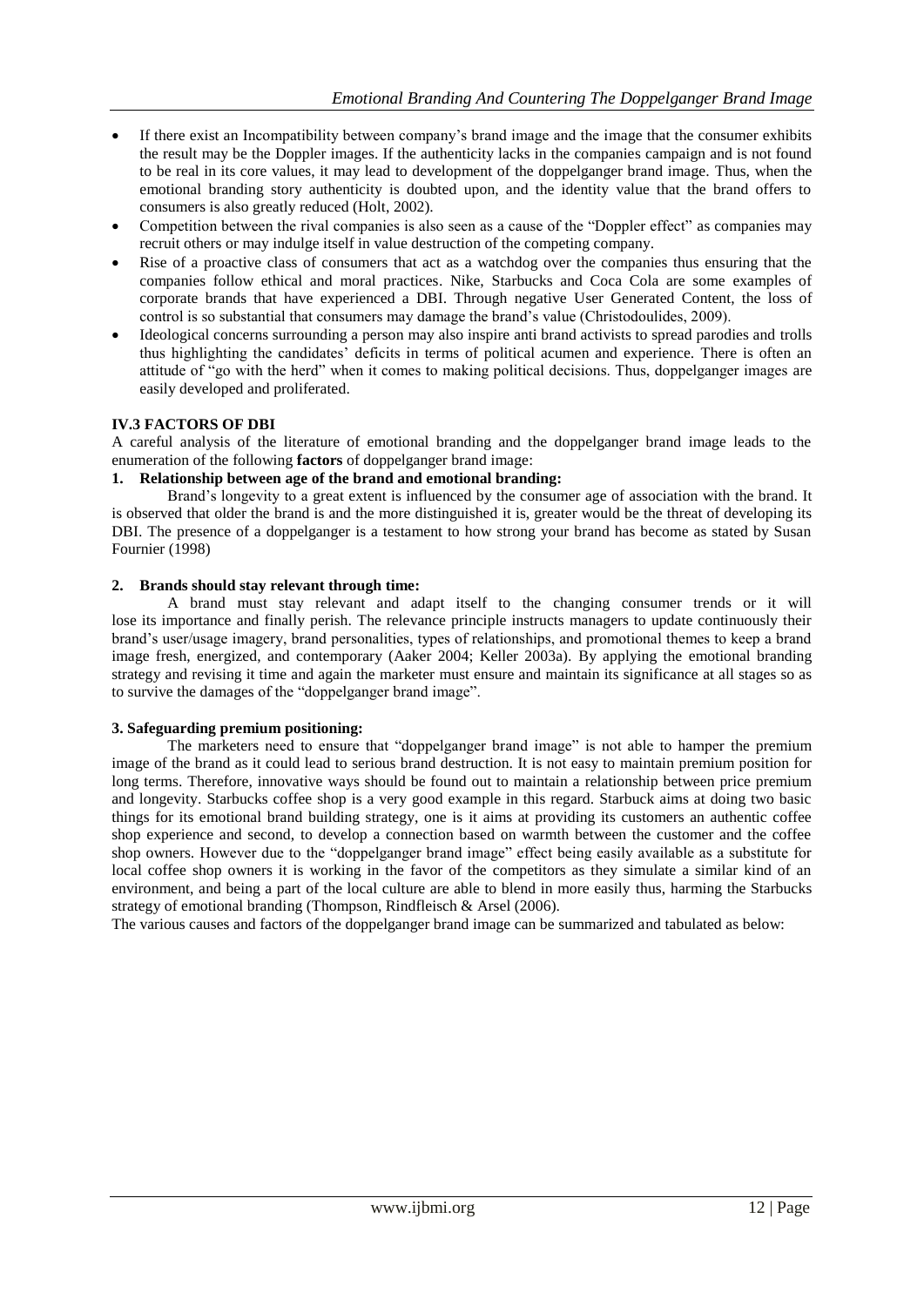- If there exist an Incompatibility between company's brand image and the image that the consumer exhibits the result may be the Doppler images. If the authenticity lacks in the companies campaign and is not found to be real in its core values, it may lead to development of the doppelganger brand image. Thus, when the emotional branding story authenticity is doubted upon, and the identity value that the brand offers to consumers is also greatly reduced (Holt, 2002).
- Competition between the rival companies is also seen as a cause of the "Doppler effect" as companies may recruit others or may indulge itself in value destruction of the competing company.
- Rise of a proactive class of consumers that act as a watchdog over the companies thus ensuring that the companies follow ethical and moral practices. Nike, Starbucks and Coca Cola are some examples of corporate brands that have experienced a DBI. Through negative User Generated Content, the loss of control is so substantial that consumers may damage the brand's value (Christodoulides, 2009).
- Ideological concerns surrounding a person may also inspire anti brand activists to spread parodies and trolls thus highlighting the candidates' deficits in terms of political acumen and experience. There is often an attitude of "go with the herd" when it comes to making political decisions. Thus, doppelganger images are easily developed and proliferated.

### IV.3 FACTORS OF DBI

A careful analysis of the literature of emotional branding and the doppelganger brand image leads to the enumeration of the following **factors** of doppelganger brand image:

**1. Relationship between age of the brand and emotional branding:**

Brand's longevity to a great extent is influenced by the consumer age of association with the brand. It is observed that older the brand is and the more distinguished it is, greater would be the threat of developing its DBI. The presence of a doppelganger is a testament to how strong your brand has become as stated by Susan Fournier (1998)

**2. Brands should stay relevant through time:**

A brand must stay relevant and adapt itself to the changing consumer trends or it will lose its importance and finally perish. The relevance principle instructs managers to update continuously their brand's user/usage imagery, brand personalities, types of relationships, and promotional themes to keep a brand image fresh, energized, and contemporary (Aaker 2004; Keller 2003a). By applying the emotional branding strategy and revising it time and again the marketer must ensure and maintain its significance at all stages so as to survive the damages of the "doppelganger brand image".

**3. Safeguarding premium positioning:**

The marketers need to ensure that "doppelganger brand image" is not able to hamper the premium image of the brand as it could lead to serious brand destruction. It is not easy to maintain premium position for long terms. Therefore, innovative ways should be found out to maintain a relationship between price premium and longevity. Starbucks coffee shop is a very good example in this regard. Starbuck aims at doing two basic things for its emotional brand building strategy, one is it aims at providing its customers an authentic coffee shop experience and second, to develop a connection based on warmth between the customer and the coffee shop owners. However due to the "doppelganger brand image" effect being easily available as a substitute for local coffee shop owners it is working in the favor of the competitors as they simulate a similar kind of an environment, and being a part of the local culture are able to blend in more easily thus, harming the Starbucks strategy of emotional branding (Thompson, Rindfleisch & Arsel (2006).

The various causes and factors of the doppelganger brand image can be summarized and tabulated as below: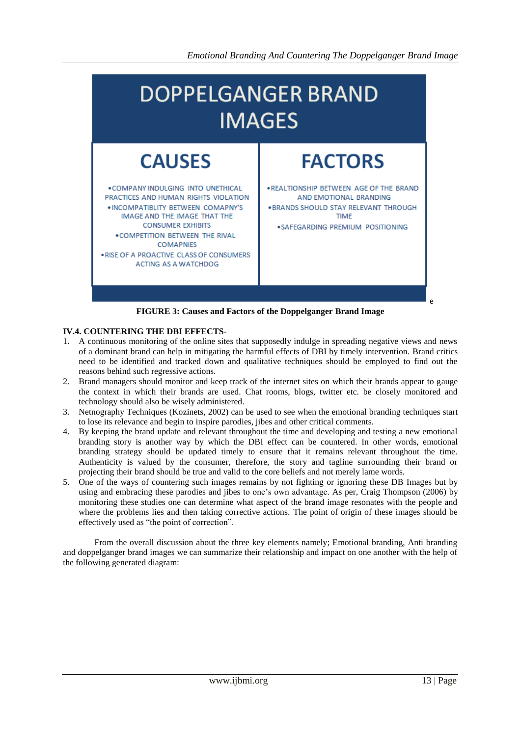# DOPPELGANGER BRAND IMAGES

| CAUSES | FACTORS |
| --- | --- |
| • COMPANY INDULGING INTO UNETHICAL PRACTICES AND HUMAN RIGHTS VIOLATION<br>• INCOMPATIBLITY BETWEEN COMAPNY'S IMAGE AND THE IMAGE THAT THE CONSUMER EXHIBITS<br>• COMPETITION BETWEEN THE RIVAL COMAPNIES<br>• RISE OF A PROACTIVE CLASS OF CONSUMERS ACTING AS A WATCHDOG | • REALTIONSHIP BETWEEN AGE OF THE BRAND AND EMOTIONAL BRANDING<br>• BRANDS SHOULD STAY RELEVANT THROUGH TIME<br>• SAFEGARDING PREMIUM POSITIONING |

**FIGURE 3: Causes and Factors of the Doppelganger Brand Image**

### IV.4. COUNTERING THE DBI EFFECTS-

1. A continuous monitoring of the online sites that supposedly indulge in spreading negative views and news of a dominant brand can help in mitigating the harmful effects of DBI by timely intervention. Brand critics need to be identified and tracked down and qualitative techniques should be employed to find out the reasons behind such regressive actions.
2. Brand managers should monitor and keep track of the internet sites on which their brands appear to gauge the context in which their brands are used. Chat rooms, blogs, twitter etc. be closely monitored and technology should also be wisely administered.
3. Netnography Techniques (Kozinets, 2002) can be used to see when the emotional branding techniques start to lose its relevance and begin to inspire parodies, jibes and other critical comments.
4. By keeping the brand update and relevant throughout the time and developing and testing a new emotional branding story is another way by which the DBI effect can be countered. In other words, emotional branding strategy should be updated timely to ensure that it remains relevant throughout the time. Authenticity is valued by the consumer, therefore, the story and tagline surrounding their brand or projecting their brand should be true and valid to the core beliefs and not merely lame words.
5. One of the ways of countering such images remains by not fighting or ignoring these DB Images but by using and embracing these parodies and jibes to one's own advantage. As per, Craig Thompson (2006) by monitoring these studies one can determine what aspect of the brand image resonates with the people and where the problems lies and then taking corrective actions. The point of origin of these images should be effectively used as "the point of correction".

From the overall discussion about the three key elements namely; Emotional branding, Anti branding and doppelganger brand images we can summarize their relationship and impact on one another with the help of the following generated diagram: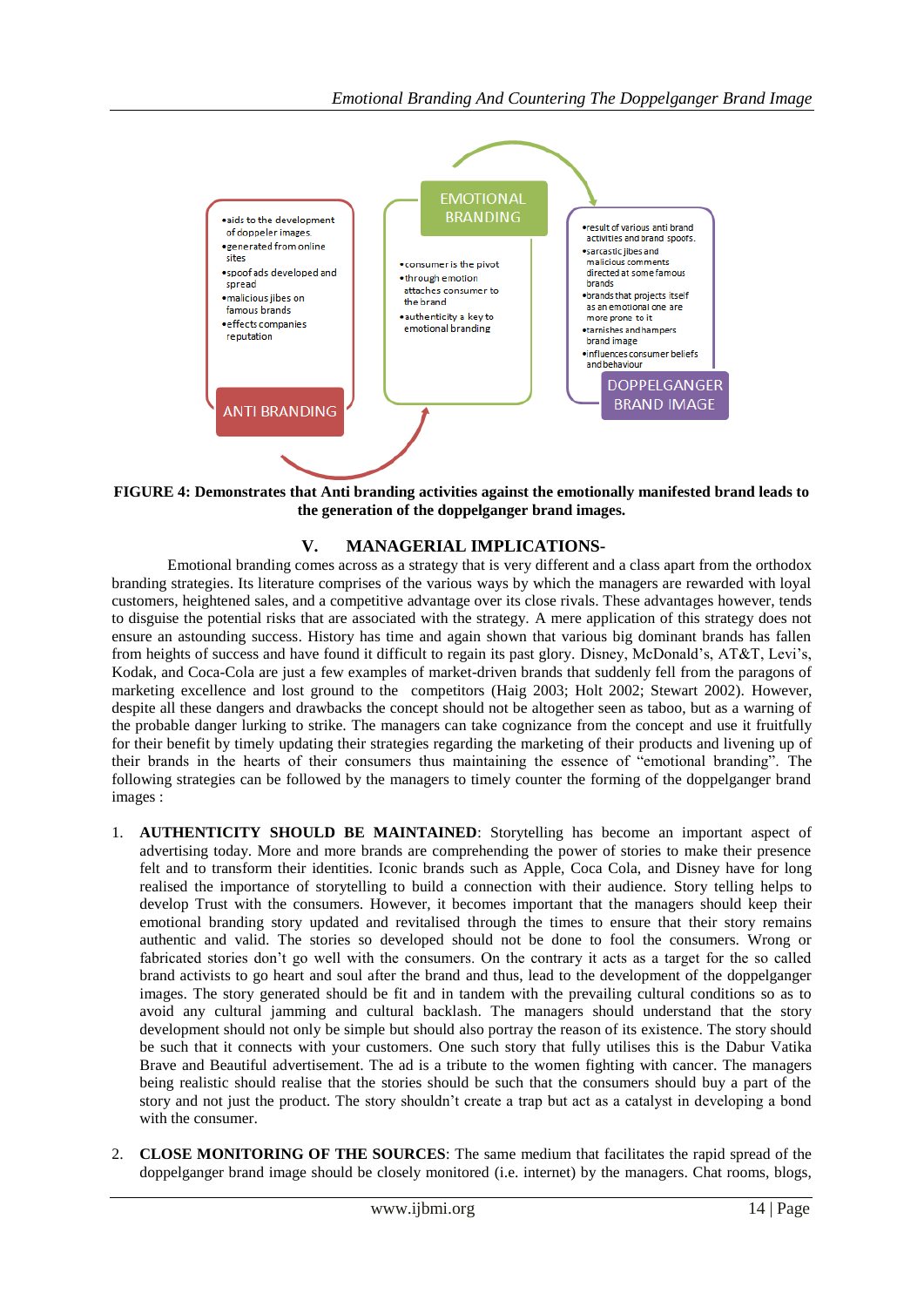ANTI BRANDING

- aids to the development of doppeler images
- generated from online sites
- spoof ads developed and spread
- malicious jibes on famous brands
- effects companies reputation

EMOTIONAL BRANDING

- consumer is the pivot
- through emotion attaches consumer to the brand
- authenticity a key to emotional branding

DOPPELGANGER BRAND IMAGE

- result of various anti brand activities and brand spoofs.
- sarcastic jibes and malicious comments directed at some famous brands
- brands that projects itself as an emotional one are more prone to it
- tarnishes and hampers brand image
- influences consumer beliefs and behaviour

**FIGURE 4: Demonstrates that Anti branding activities against the emotionally manifested brand leads to the generation of the doppelganger brand images.**

## V. MANAGERIAL IMPLICATIONS-

Emotional branding comes across as a strategy that is very different and a class apart from the orthodox branding strategies. Its literature comprises of the various ways by which the managers are rewarded with loyal customers, heightened sales, and a competitive advantage over its close rivals. These advantages however, tends to disguise the potential risks that are associated with the strategy. A mere application of this strategy does not ensure an astounding success. History has time and again shown that various big dominant brands has fallen from heights of success and have found it difficult to regain its past glory. Disney, McDonald's, AT&T, Levi's, Kodak, and Coca-Cola are just a few examples of market-driven brands that suddenly fell from the paragons of marketing excellence and lost ground to the competitors (Haig 2003; Holt 2002; Stewart 2002). However, despite all these dangers and drawbacks the concept should not be altogether seen as taboo, but as a warning of the probable danger lurking to strike. The managers can take cognizance from the concept and use it fruitfully for their benefit by timely updating their strategies regarding the marketing of their products and livening up of their brands in the hearts of their consumers thus maintaining the essence of "emotional branding". The following strategies can be followed by the managers to timely counter the forming of the doppelganger brand images :

1. **AUTHENTICITY SHOULD BE MAINTAINED**: Storytelling has become an important aspect of advertising today. More and more brands are comprehending the power of stories to make their presence felt and to transform their identities. Iconic brands such as Apple, Coca Cola, and Disney have for long realised the importance of storytelling to build a connection with their audience. Story telling helps to develop Trust with the consumers. However, it becomes important that the managers should keep their emotional branding story updated and revitalised through the times to ensure that their story remains authentic and valid. The stories so developed should not be done to fool the consumers. Wrong or fabricated stories don't go well with the consumers. On the contrary it acts as a target for the so called brand activists to go heart and soul after the brand and thus, lead to the development of the doppelganger images. The story generated should be fit and in tandem with the prevailing cultural conditions so as to avoid any cultural jamming and cultural backlash. The managers should understand that the story development should not only be simple but should also portray the reason of its existence. The story should be such that it connects with your customers. One such story that fully utilises this is the Dabur Vatika Brave and Beautiful advertisement. The ad is a tribute to the women fighting with cancer. The managers being realistic should realise that the stories should be such that the consumers should buy a part of the story and not just the product. The story shouldn't create a trap but act as a catalyst in developing a bond with the consumer.

2. **CLOSE MONITORING OF THE SOURCES**: The same medium that facilitates the rapid spread of the doppelganger brand image should be closely monitored (i.e. internet) by the managers. Chat rooms, blogs,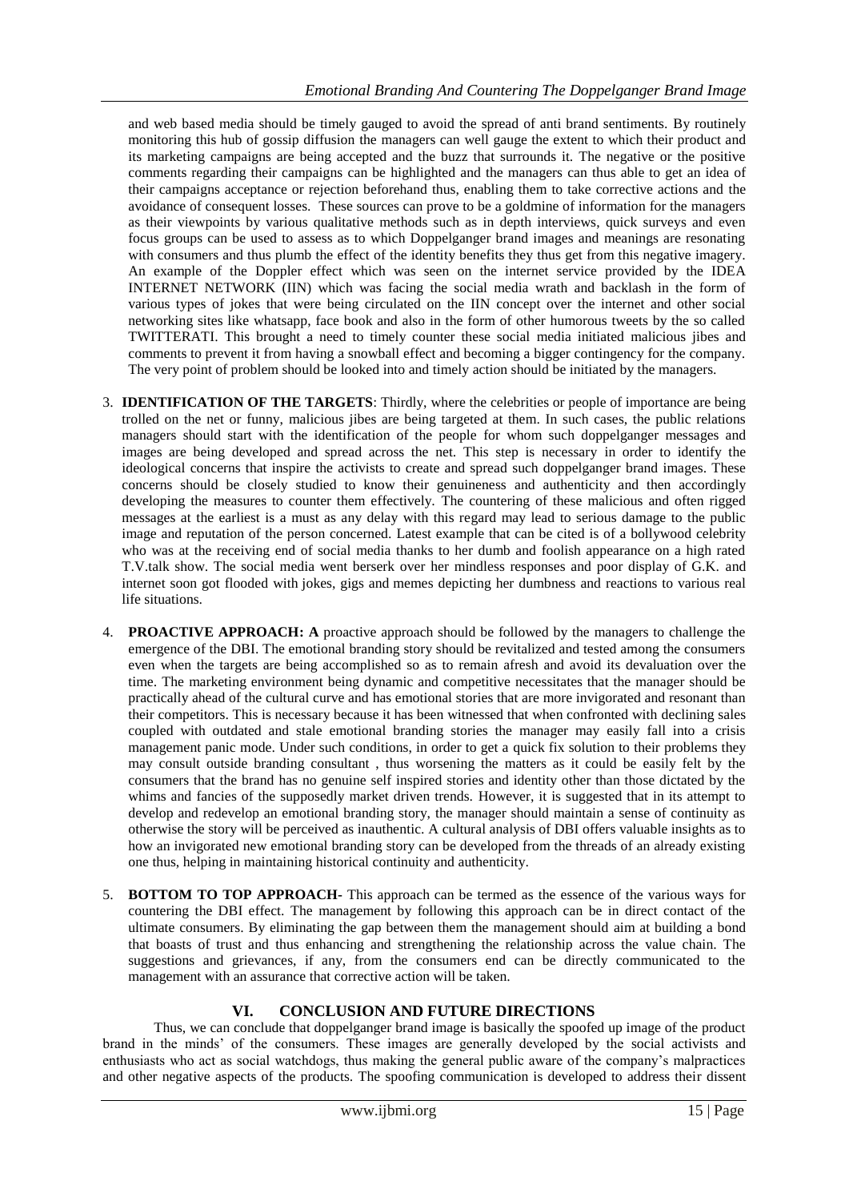and web based media should be timely gauged to avoid the spread of anti brand sentiments. By routinely monitoring this hub of gossip diffusion the managers can well gauge the extent to which their product and its marketing campaigns are being accepted and the buzz that surrounds it. The negative or the positive comments regarding their campaigns can be highlighted and the managers can thus able to get an idea of their campaigns acceptance or rejection beforehand thus, enabling them to take corrective actions and the avoidance of consequent losses. These sources can prove to be a goldmine of information for the managers as their viewpoints by various qualitative methods such as in depth interviews, quick surveys and even focus groups can be used to assess as to which Doppelganger brand images and meanings are resonating with consumers and thus plumb the effect of the identity benefits they thus get from this negative imagery. An example of the Doppler effect which was seen on the internet service provided by the IDEA INTERNET NETWORK (IIN) which was facing the social media wrath and backlash in the form of various types of jokes that were being circulated on the IIN concept over the internet and other social networking sites like whatsapp, face book and also in the form of other humorous tweets by the so called TWITTERATI. This brought a need to timely counter these social media initiated malicious jibes and comments to prevent it from having a snowball effect and becoming a bigger contingency for the company. The very point of problem should be looked into and timely action should be initiated by the managers.

3. **IDENTIFICATION OF THE TARGETS**: Thirdly, where the celebrities or people of importance are being trolled on the net or funny, malicious jibes are being targeted at them. In such cases, the public relations managers should start with the identification of the people for whom such doppelganger messages and images are being developed and spread across the net. This step is necessary in order to identify the ideological concerns that inspire the activists to create and spread such doppelganger brand images. These concerns should be closely studied to know their genuineness and authenticity and then accordingly developing the measures to counter them effectively. The countering of these malicious and often rigged messages at the earliest is a must as any delay with this regard may lead to serious damage to the public image and reputation of the person concerned. Latest example that can be cited is of a bollywood celebrity who was at the receiving end of social media thanks to her dumb and foolish appearance on a high rated T.V.talk show. The social media went berserk over her mindless responses and poor display of G.K. and internet soon got flooded with jokes, gigs and memes depicting her dumbness and reactions to various real life situations.

4. **PROACTIVE APPROACH: A** proactive approach should be followed by the managers to challenge the emergence of the DBI. The emotional branding story should be revitalized and tested among the consumers even when the targets are being accomplished so as to remain afresh and avoid its devaluation over the time. The marketing environment being dynamic and competitive necessitates that the manager should be practically ahead of the cultural curve and has emotional stories that are more invigorated and resonant than their competitors. This is necessary because it has been witnessed that when confronted with declining sales coupled with outdated and stale emotional branding stories the manager may easily fall into a crisis management panic mode. Under such conditions, in order to get a quick fix solution to their problems they may consult outside branding consultant , thus worsening the matters as it could be easily felt by the consumers that the brand has no genuine self inspired stories and identity other than those dictated by the whims and fancies of the supposedly market driven trends. However, it is suggested that in its attempt to develop and redevelop an emotional branding story, the manager should maintain a sense of continuity as otherwise the story will be perceived as inauthentic. A cultural analysis of DBI offers valuable insights as to how an invigorated new emotional branding story can be developed from the threads of an already existing one thus, helping in maintaining historical continuity and authenticity.

5. **BOTTOM TO TOP APPROACH**- This approach can be termed as the essence of the various ways for countering the DBI effect. The management by following this approach can be in direct contact of the ultimate consumers. By eliminating the gap between them the management should aim at building a bond that boasts of trust and thus enhancing and strengthening the relationship across the value chain. The suggestions and grievances, if any, from the consumers end can be directly communicated to the management with an assurance that corrective action will be taken.

## VI. CONCLUSION AND FUTURE DIRECTIONS

Thus, we can conclude that doppelganger brand image is basically the spoofed up image of the product brand in the minds' of the consumers. These images are generally developed by the social activists and enthusiasts who act as social watchdogs, thus making the general public aware of the company's malpractices and other negative aspects of the products. The spoofing communication is developed to address their dissent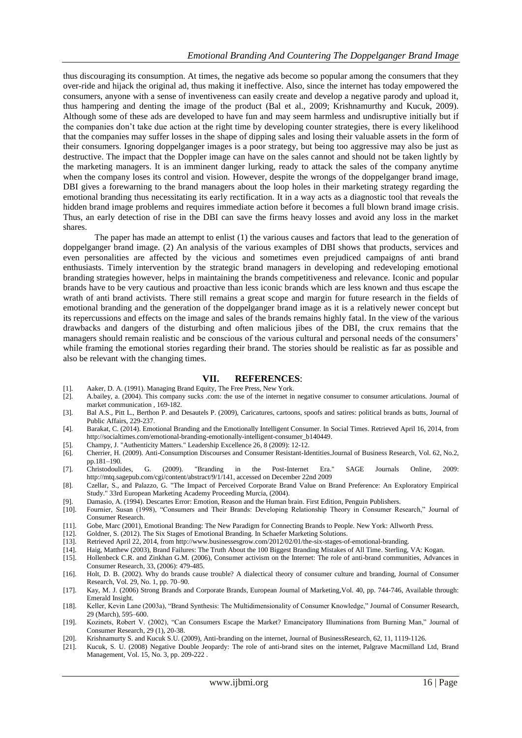thus discouraging its consumption. At times, the negative ads become so popular among the consumers that they over-ride and hijack the original ad, thus making it ineffective. Also, since the internet has today empowered the consumers, anyone with a sense of inventiveness can easily create and develop a negative parody and upload it, thus hampering and denting the image of the product (Bal et al., 2009; Krishnamurthy and Kucuk, 2009). Although some of these ads are developed to have fun and may seem harmless and undisruptive initially but if the companies don't take due action at the right time by developing counter strategies, there is every likelihood that the companies may suffer losses in the shape of dipping sales and losing their valuable assets in the form of their consumers. Ignoring doppelganger images is a poor strategy, but being too aggressive may also be just as destructive. The impact that the Doppler image can have on the sales cannot and should not be taken lightly by the marketing managers. It is an imminent danger lurking, ready to attack the sales of the company anytime when the company loses its control and vision. However, despite the wrongs of the doppelganger brand image, DBI gives a forewarning to the brand managers about the loop holes in their marketing strategy regarding the emotional branding thus necessitating its early rectification. It in a way acts as a diagnostic tool that reveals the hidden brand image problems and requires immediate action before it becomes a full blown brand image crisis. Thus, an early detection of rise in the DBI can save the firms heavy losses and avoid any loss in the market shares.

The paper has made an attempt to enlist (1) the various causes and factors that lead to the generation of doppelganger brand image. (2) An analysis of the various examples of DBI shows that products, services and even personalities are affected by the vicious and sometimes even prejudiced campaigns of anti brand enthusiasts. Timely intervention by the strategic brand managers in developing and redeveloping emotional branding strategies however, helps in maintaining the brands competitiveness and relevance. Iconic and popular brands have to be very cautious and proactive than less iconic brands which are less known and thus escape the wrath of anti brand activists. There still remains a great scope and margin for future research in the fields of emotional branding and the generation of the doppelganger brand image as it is a relatively newer concept but its repercussions and effects on the image and sales of the brands remains highly fatal. In the view of the various drawbacks and dangers of the disturbing and often malicious jibes of the DBI, the crux remains that the managers should remain realistic and be conscious of the various cultural and personal needs of the consumers' while framing the emotional stories regarding their brand. The stories should be realistic as far as possible and also be relevant with the changing times.

## VII. REFERENCES:

[1]. Aaker, D. A. (1991). Managing Brand Equity, The Free Press, New York.

[2]. A.bailey, a. (2004). This company sucks .com: the use of the internet in negative consumer to consumer articulations. Journal of market communication , 169-182.

[3]. Bal A.S., Pitt L., Berthon P. and Desautels P. (2009), Caricatures, cartoons, spoofs and satires: political brands as butts, Journal of Public Affairs, 229-237.

[4]. Barakat, C. (2014). Emotional Branding and the Emotionally Intelligent Consumer. In Social Times. Retrieved April 16, 2014, from http://socialtimes.com/emotional-branding-emotionally-intelligent-consumer_b140449.

[5]. Champy, J. "Authenticity Matters." Leadership Excellence 26, 8 (2009): 12-12.

[6]. Cherrier, H. (2009). Anti-Consumption Discourses and Consumer Resistant-Identities.Journal of Business Research, Vol. 62, No.2, pp.181–190.

[7]. Christodoulides, G. (2009). "Branding in the Post-Internet Era." SAGE Journals Online, 2009: http://mtq.sagepub.com/cgi/content/abstract/9/1/141, accessed on December 22nd 2009

[8]. Czellar, S., and Palazzo, G. "The Impact of Perceived Corporate Brand Value on Brand Preference: An Exploratory Empirical Study." 33rd European Marketing Academy Proceeding Murcia, (2004).

[9]. Damasio, A. (1994). Descartes Error: Emotion, Reason and the Human brain. First Edition, Penguin Publishers.

[10]. Fournier, Susan (1998), "Consumers and Their Brands: Developing Relationship Theory in Consumer Research," Journal of Consumer Research.

[11]. Gobe, Marc (2001), Emotional Branding: The New Paradigm for Connecting Brands to People. New York: Allworth Press.

[12]. Goldner, S. (2012). The Six Stages of Emotional Branding. In Schaefer Marketing Solutions.

[13]. Retrieved April 22, 2014, from http://www.businessesgrow.com/2012/02/01/the-six-stages-of-emotional-branding.

[14]. Haig, Matthew (2003), Brand Failures: The Truth About the 100 Biggest Branding Mistakes of All Time. Sterling, VA: Kogan.

[15]. Hollenbeck C.R. and Zinkhan G.M. (2006), Consumer activism on the Internet: The role of anti-brand communities, Advances in Consumer Research, 33, (2006): 479-485.

[16]. Holt, D. B. (2002). Why do brands cause trouble? A dialectical theory of consumer culture and branding, Journal of Consumer Research, Vol. 29, No. 1, pp. 70–90.

[17]. Kay, M. J. (2006) Strong Brands and Corporate Brands, European Journal of Marketing,Vol. 40, pp. 744-746, Available through: Emerald Insight.

[18]. Keller, Kevin Lane (2003a), "Brand Synthesis: The Multidimensionality of Consumer Knowledge," Journal of Consumer Research, 29 (March), 595–600.

[19]. Kozinets, Robert V. (2002), "Can Consumers Escape the Market? Emancipatory Illuminations from Burning Man," Journal of Consumer Research, 29 (1), 20-38.

[20]. Krishnamurty S. and Kucuk S.U. (2009), Anti-branding on the internet, Journal of BusinessResearch, 62, 11, 1119-1126.

[21]. Kucuk, S. U. (2008) Negative Double Jeopardy: The role of anti-brand sites on the internet, Palgrave Macmillan Ltd, Brand Management, Vol. 15, No. 3, pp. 209-222 .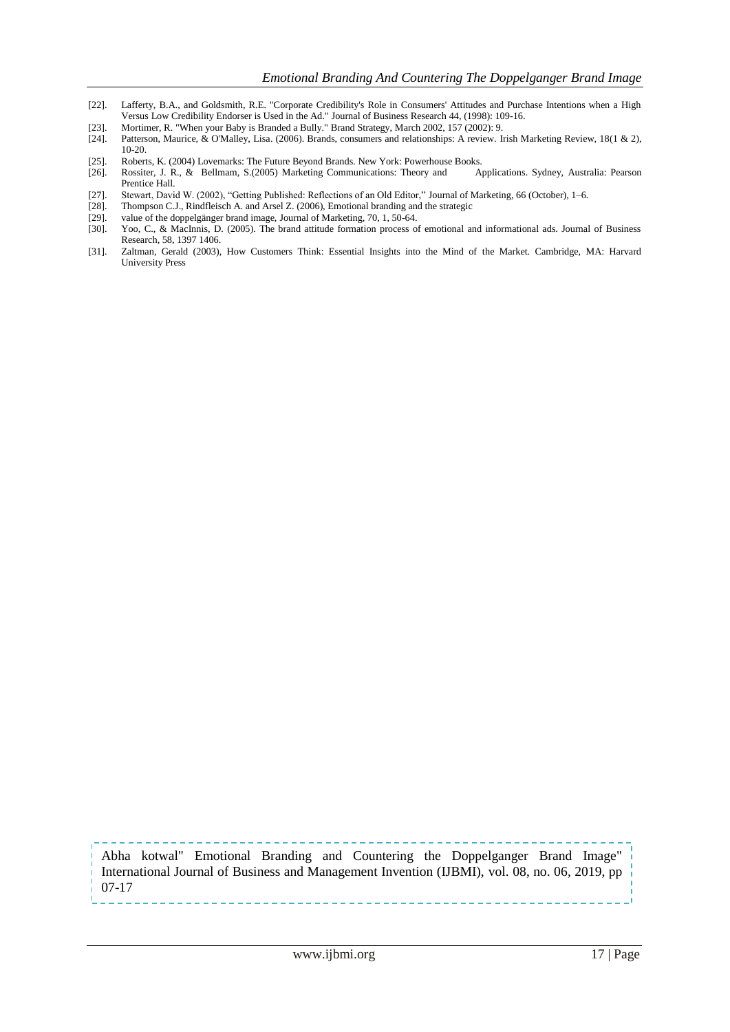[22]. Lafferty, B.A., and Goldsmith, R.E. "Corporate Credibility's Role in Consumers' Attitudes and Purchase Intentions when a High Versus Low Credibility Endorser is Used in the Ad." Journal of Business Research 44, (1998): 109-16.

[23]. Mortimer, R. "When your Baby is Branded a Bully." Brand Strategy, March 2002, 157 (2002): 9.

[24]. Patterson, Maurice, & O'Malley, Lisa. (2006). Brands, consumers and relationships: A review. Irish Marketing Review, 18(1 & 2), 10-20.

[25]. Roberts, K. (2004) Lovemarks: The Future Beyond Brands. New York: Powerhouse Books.

[26]. Rossiter, J. R., & Bellmam, S.(2005) Marketing Communications: Theory and Applications. Sydney, Australia: Pearson Prentice Hall.

[27]. Stewart, David W. (2002), "Getting Published: Reflections of an Old Editor," Journal of Marketing, 66 (October), 1–6.

[28]. Thompson C.J., Rindfleisch A. and Arsel Z. (2006), Emotional branding and the strategic

[29]. value of the doppelgänger brand image, Journal of Marketing, 70, 1, 50-64.

[30]. Yoo, C., & MacInnis, D. (2005). The brand attitude formation process of emotional and informational ads. Journal of Business Research, 58, 1397 1406.

[31]. Zaltman, Gerald (2003), How Customers Think: Essential Insights into the Mind of the Market. Cambridge, MA: Harvard University Press

Abha kotwal" Emotional Branding and Countering the Doppelganger Brand Image" International Journal of Business and Management Invention (IJBMI), vol. 08, no. 06, 2019, pp 07-17